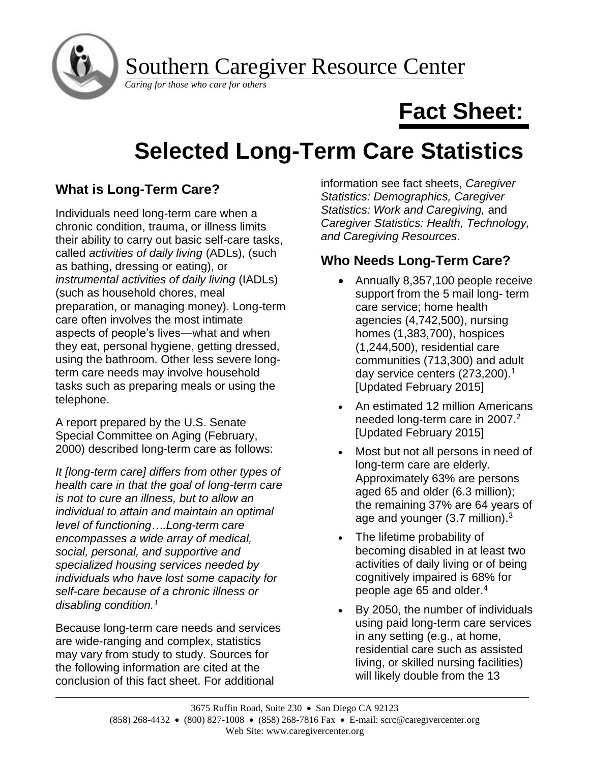# Southern Caregiver Resource Center

*Caring for those who care for others*

# Fact Sheet:

# Selected Long-Term Care Statistics

## What is Long-Term Care?

Individuals need long-term care when a chronic condition, trauma, or illness limits their ability to carry out basic self-care tasks, called *activities of daily living* (ADLs), (such as bathing, dressing or eating), or *instrumental activities of daily living* (IADLs) (such as household chores, meal preparation, or managing money). Long-term care often involves the most intimate aspects of people's lives—what and when they eat, personal hygiene, getting dressed, using the bathroom. Other less severe long-term care needs may involve household tasks such as preparing meals or using the telephone.

A report prepared by the U.S. Senate Special Committee on Aging (February, 2000) described long-term care as follows:

*It [long-term care] differs from other types of health care in that the goal of long-term care is not to cure an illness, but to allow an individual to attain and maintain an optimal level of functioning….Long-term care encompasses a wide array of medical, social, personal, and supportive and specialized housing services needed by individuals who have lost some capacity for self-care because of a chronic illness or disabling condition.*[1]

Because long-term care needs and services are wide-ranging and complex, statistics may vary from study to study. Sources for the following information are cited at the conclusion of this fact sheet. For additional information see fact sheets, *Caregiver Statistics: Demographics, Caregiver Statistics: Work and Caregiving,* and *Caregiver Statistics: Health, Technology, and Caregiving Resources*.

## Who Needs Long-Term Care?

- Annually 8,357,100 people receive support from the 5 mail long- term care service; home health agencies (4,742,500), nursing homes (1,383,700), hospices (1,244,500), residential care communities (713,300) and adult day service centers (273,200).[1] [Updated February 2015]
- An estimated 12 million Americans needed long-term care in 2007.[2] [Updated February 2015]
- Most but not all persons in need of long-term care are elderly. Approximately 63% are persons aged 65 and older (6.3 million); the remaining 37% are 64 years of age and younger (3.7 million).[3]
- The lifetime probability of becoming disabled in at least two activities of daily living or of being cognitively impaired is 68% for people age 65 and older.[4]
- By 2050, the number of individuals using paid long-term care services in any setting (e.g., at home, residential care such as assisted living, or skilled nursing facilities) will likely double from the 13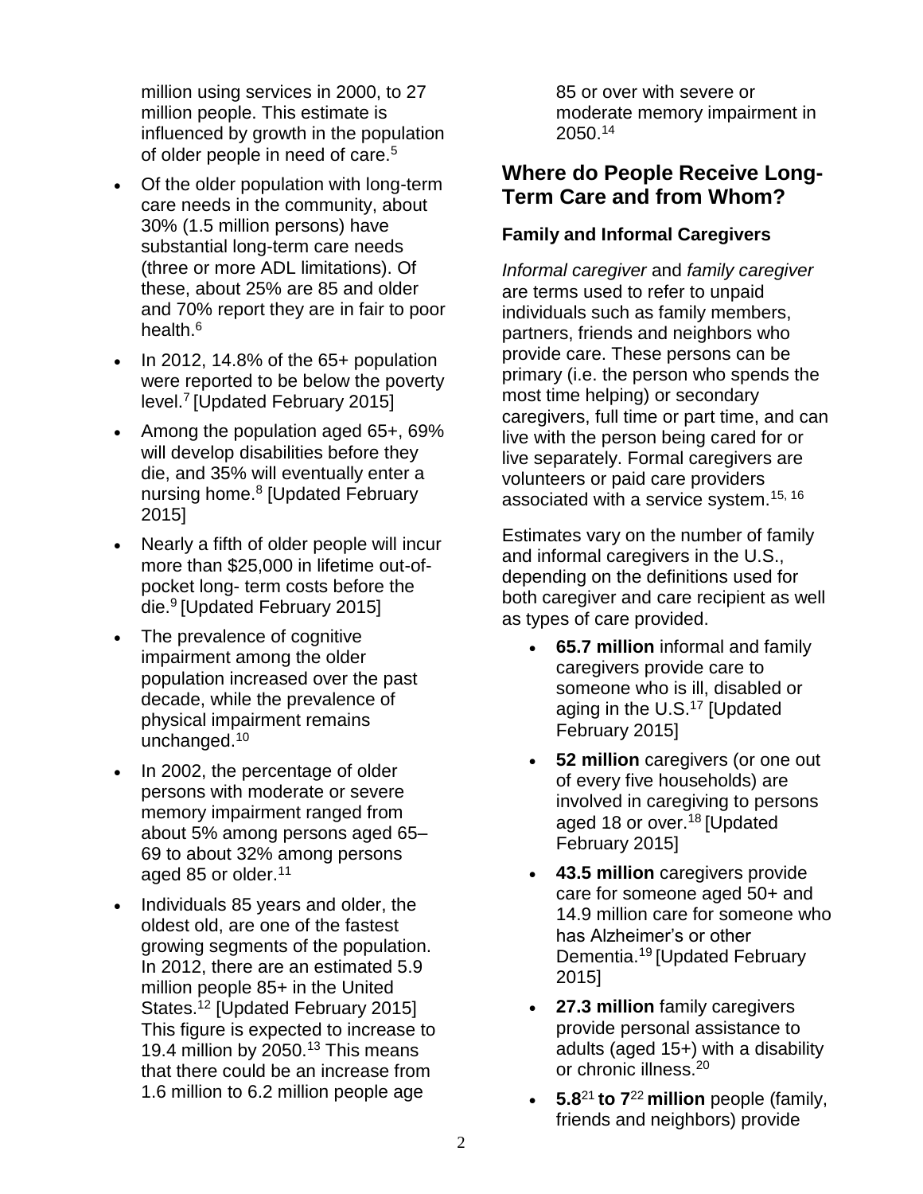million using services in 2000, to 27 million people. This estimate is influenced by growth in the population of older people in need of care.[5]

- Of the older population with long-term care needs in the community, about 30% (1.5 million persons) have substantial long-term care needs (three or more ADL limitations). Of these, about 25% are 85 and older and 70% report they are in fair to poor health.[6]
- In 2012, 14.8% of the 65+ population were reported to be below the poverty level.[7] [Updated February 2015]
- Among the population aged 65+, 69% will develop disabilities before they die, and 35% will eventually enter a nursing home.[8] [Updated February 2015]
- Nearly a fifth of older people will incur more than $25,000 in lifetime out-of-pocket long- term costs before the die.[9] [Updated February 2015]
- The prevalence of cognitive impairment among the older population increased over the past decade, while the prevalence of physical impairment remains unchanged.[10]
- In 2002, the percentage of older persons with moderate or severe memory impairment ranged from about 5% among persons aged 65–69 to about 32% among persons aged 85 or older.[11]
- Individuals 85 years and older, the oldest old, are one of the fastest growing segments of the population. In 2012, there are an estimated 5.9 million people 85+ in the United States.[12] [Updated February 2015] This figure is expected to increase to 19.4 million by 2050.[13] This means that there could be an increase from 1.6 million to 6.2 million people age 85 or over with severe or moderate memory impairment in 2050.[14]

## Where do People Receive Long-Term Care and from Whom?

### Family and Informal Caregivers

*Informal caregiver* and *family caregiver* are terms used to refer to unpaid individuals such as family members, partners, friends and neighbors who provide care. These persons can be primary (i.e. the person who spends the most time helping) or secondary caregivers, full time or part time, and can live with the person being cared for or live separately. Formal caregivers are volunteers or paid care providers associated with a service system.[15, 16]

Estimates vary on the number of family and informal caregivers in the U.S., depending on the definitions used for both caregiver and care recipient as well as types of care provided.

- **65.7 million** informal and family caregivers provide care to someone who is ill, disabled or aging in the U.S.[17] [Updated February 2015]
- **52 million** caregivers (or one out of every five households) are involved in caregiving to persons aged 18 or over.[18] [Updated February 2015]
- **43.5 million** caregivers provide care for someone aged 50+ and 14.9 million care for someone who has Alzheimer's or other Dementia.[19] [Updated February 2015]
- **27.3 million** family caregivers provide personal assistance to adults (aged 15+) with a disability or chronic illness.[20]
- **5.8**[21] **to 7**[22] **million** people (family, friends and neighbors) provide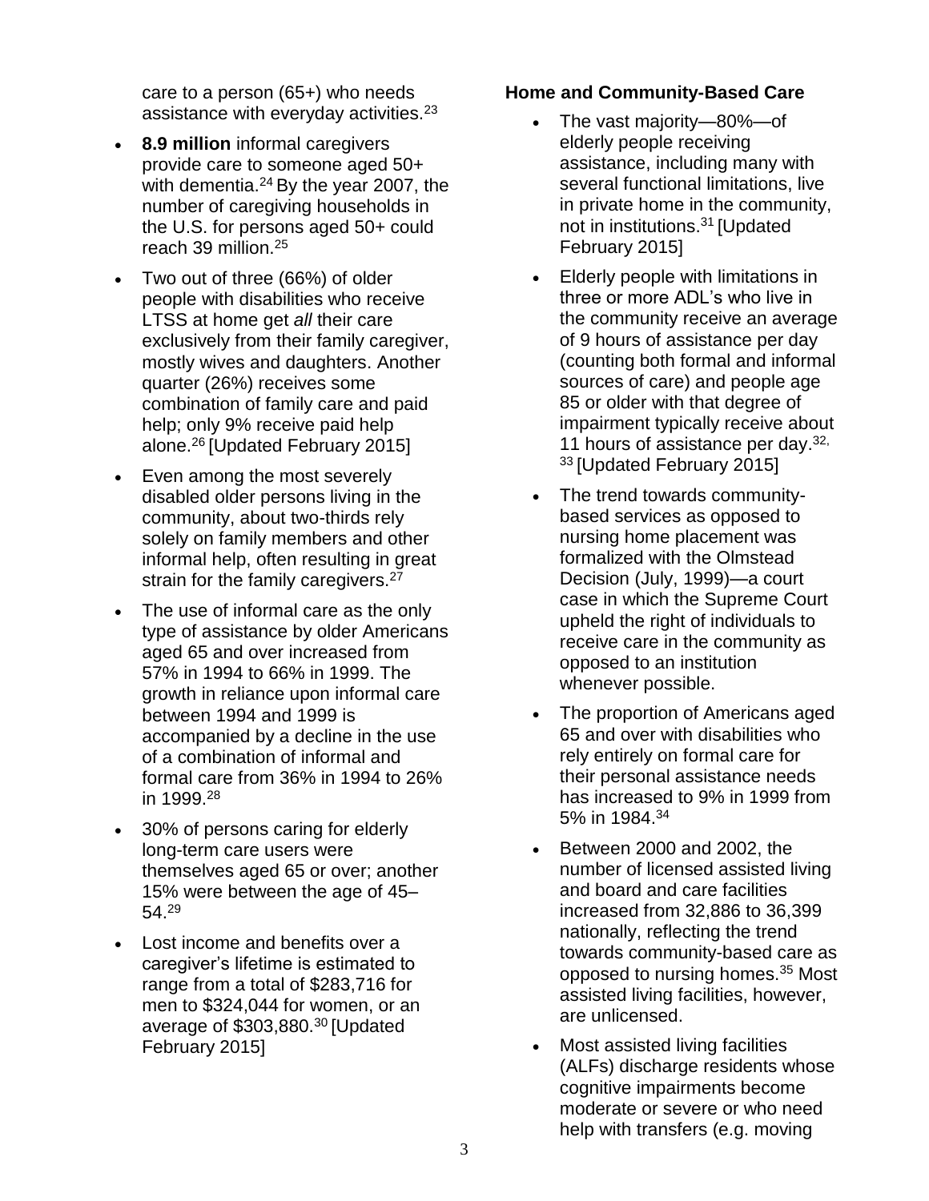care to a person (65+) who needs assistance with everyday activities.[23]

- **8.9 million** informal caregivers provide care to someone aged 50+ with dementia.[24] By the year 2007, the number of caregiving households in the U.S. for persons aged 50+ could reach 39 million.[25]
- Two out of three (66%) of older people with disabilities who receive LTSS at home get *all* their care exclusively from their family caregiver, mostly wives and daughters. Another quarter (26%) receives some combination of family care and paid help; only 9% receive paid help alone.[26] [Updated February 2015]
- Even among the most severely disabled older persons living in the community, about two-thirds rely solely on family members and other informal help, often resulting in great strain for the family caregivers.[27]
- The use of informal care as the only type of assistance by older Americans aged 65 and over increased from 57% in 1994 to 66% in 1999. The growth in reliance upon informal care between 1994 and 1999 is accompanied by a decline in the use of a combination of informal and formal care from 36% in 1994 to 26% in 1999.[28]
- 30% of persons caring for elderly long-term care users were themselves aged 65 or over; another 15% were between the age of 45–54.[29]
- Lost income and benefits over a caregiver's lifetime is estimated to range from a total of $283,716 for men to $324,044 for women, or an average of $303,880.[30] [Updated February 2015]

**Home and Community-Based Care**

- The vast majority—80%—of elderly people receiving assistance, including many with several functional limitations, live in private home in the community, not in institutions.[31] [Updated February 2015]
- Elderly people with limitations in three or more ADL's who live in the community receive an average of 9 hours of assistance per day (counting both formal and informal sources of care) and people age 85 or older with that degree of impairment typically receive about 11 hours of assistance per day.[32, 33] [Updated February 2015]
- The trend towards community-based services as opposed to nursing home placement was formalized with the Olmstead Decision (July, 1999)—a court case in which the Supreme Court upheld the right of individuals to receive care in the community as opposed to an institution whenever possible.
- The proportion of Americans aged 65 and over with disabilities who rely entirely on formal care for their personal assistance needs has increased to 9% in 1999 from 5% in 1984.[34]
- Between 2000 and 2002, the number of licensed assisted living and board and care facilities increased from 32,886 to 36,399 nationally, reflecting the trend towards community-based care as opposed to nursing homes.[35] Most assisted living facilities, however, are unlicensed.
- Most assisted living facilities (ALFs) discharge residents whose cognitive impairments become moderate or severe or who need help with transfers (e.g. moving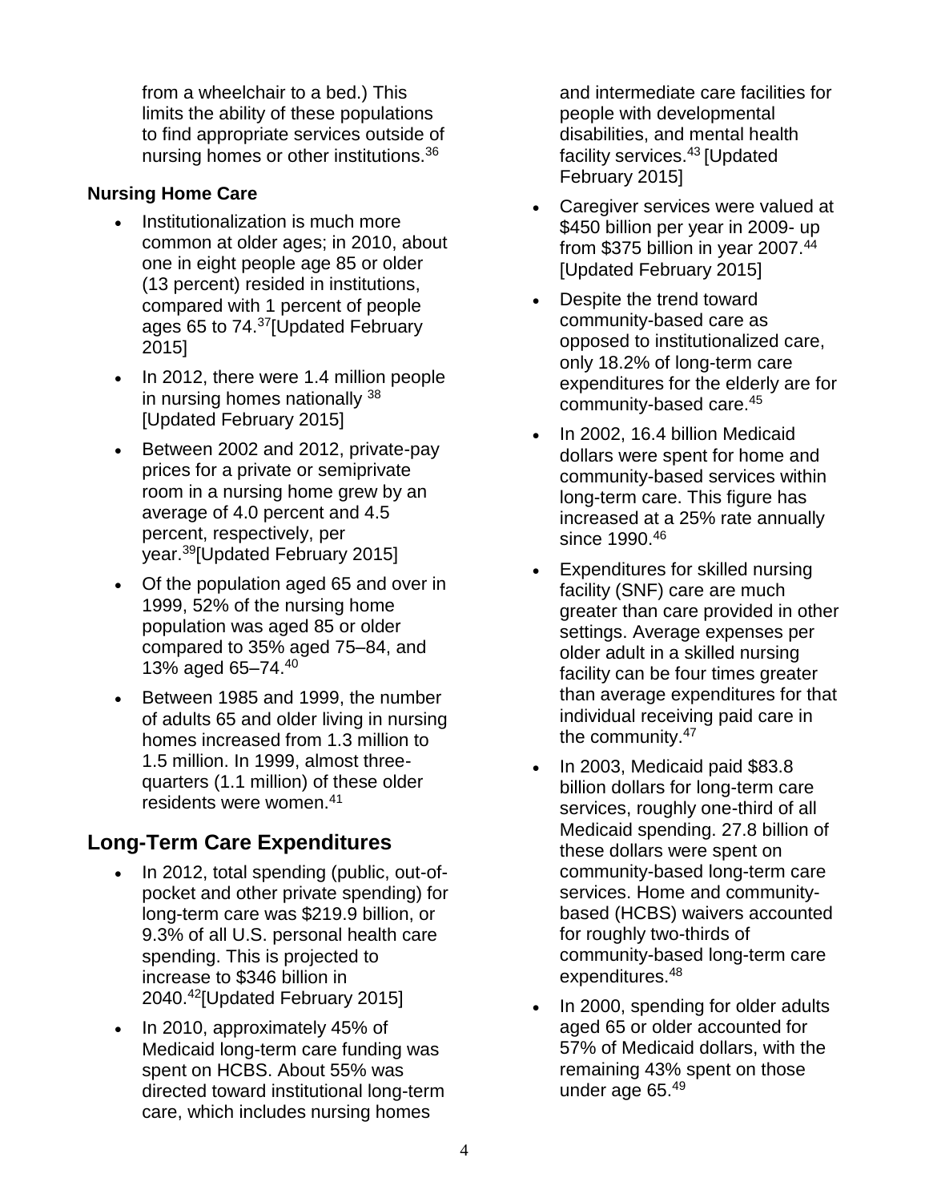from a wheelchair to a bed.) This limits the ability of these populations to find appropriate services outside of nursing homes or other institutions.[36]

### Nursing Home Care

- Institutionalization is much more common at older ages; in 2010, about one in eight people age 85 or older (13 percent) resided in institutions, compared with 1 percent of people ages 65 to 74.[37][Updated February 2015]
- In 2012, there were 1.4 million people in nursing homes nationally [38] [Updated February 2015]
- Between 2002 and 2012, private-pay prices for a private or semiprivate room in a nursing home grew by an average of 4.0 percent and 4.5 percent, respectively, per year.[39][Updated February 2015]
- Of the population aged 65 and over in 1999, 52% of the nursing home population was aged 85 or older compared to 35% aged 75–84, and 13% aged 65–74.[40]
- Between 1985 and 1999, the number of adults 65 and older living in nursing homes increased from 1.3 million to 1.5 million. In 1999, almost three-quarters (1.1 million) of these older residents were women.[41]

## Long-Term Care Expenditures

- In 2012, total spending (public, out-of-pocket and other private spending) for long-term care was $219.9 billion, or 9.3% of all U.S. personal health care spending. This is projected to increase to $346 billion in 2040.[42][Updated February 2015]
- In 2010, approximately 45% of Medicaid long-term care funding was spent on HCBS. About 55% was directed toward institutional long-term care, which includes nursing homes and intermediate care facilities for people with developmental disabilities, and mental health facility services.[43] [Updated February 2015]
- Caregiver services were valued at $450 billion per year in 2009- up from $375 billion in year 2007.[44] [Updated February 2015]
- Despite the trend toward community-based care as opposed to institutionalized care, only 18.2% of long-term care expenditures for the elderly are for community-based care.[45]
- In 2002, 16.4 billion Medicaid dollars were spent for home and community-based services within long-term care. This figure has increased at a 25% rate annually since 1990.[46]
- Expenditures for skilled nursing facility (SNF) care are much greater than care provided in other settings. Average expenses per older adult in a skilled nursing facility can be four times greater than average expenditures for that individual receiving paid care in the community.[47]
- In 2003, Medicaid paid $83.8 billion dollars for long-term care services, roughly one-third of all Medicaid spending. 27.8 billion of these dollars were spent on community-based long-term care services. Home and community-based (HCBS) waivers accounted for roughly two-thirds of community-based long-term care expenditures.[48]
- In 2000, spending for older adults aged 65 or older accounted for 57% of Medicaid dollars, with the remaining 43% spent on those under age 65.[49]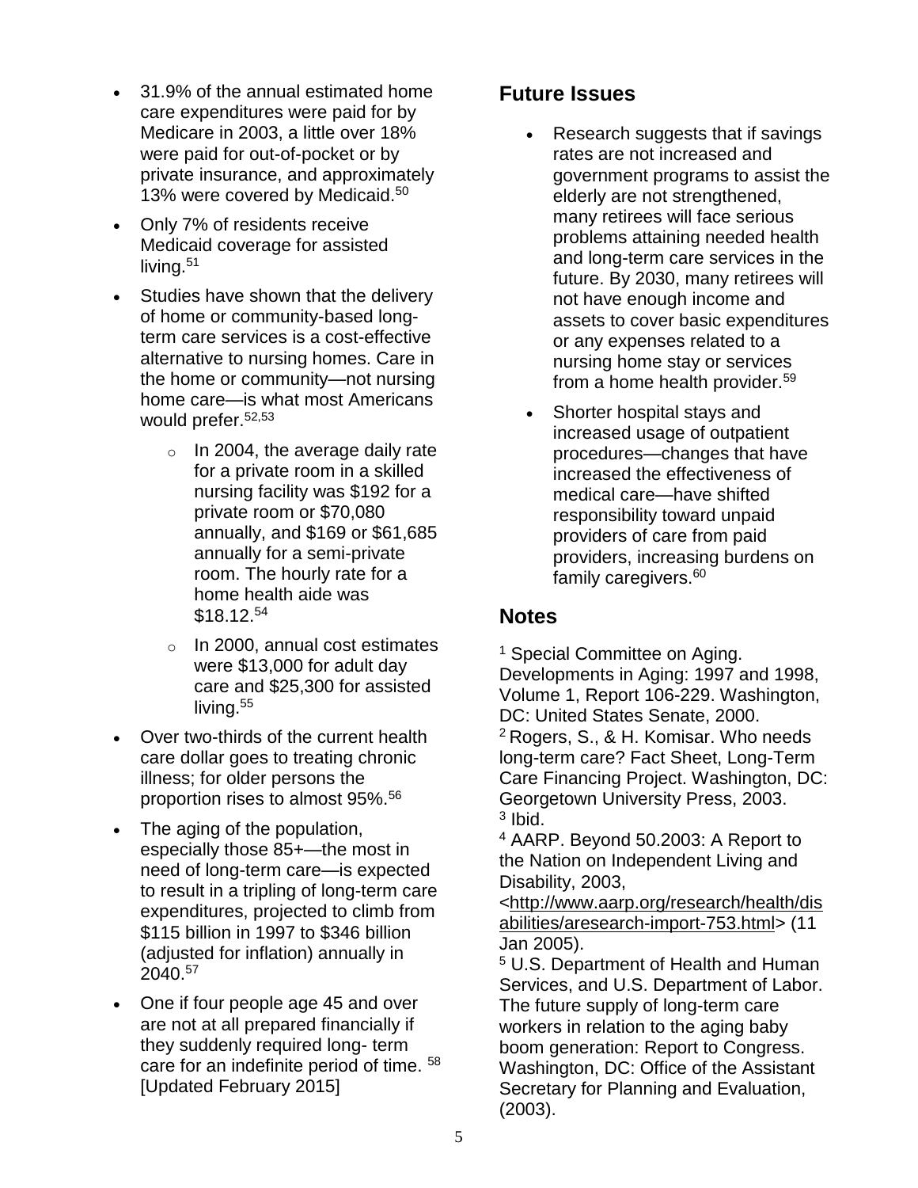- 31.9% of the annual estimated home care expenditures were paid for by Medicare in 2003, a little over 18% were paid for out-of-pocket or by private insurance, and approximately 13% were covered by Medicaid.[50]
- Only 7% of residents receive Medicaid coverage for assisted living.[51]
- Studies have shown that the delivery of home or community-based long-term care services is a cost-effective alternative to nursing homes. Care in the home or community—not nursing home care—is what most Americans would prefer.[52,53]
  - In 2004, the average daily rate for a private room in a skilled nursing facility was $192 for a private room or $70,080 annually, and $169 or $61,685 annually for a semi-private room. The hourly rate for a home health aide was $18.12.[54]
  - In 2000, annual cost estimates were $13,000 for adult day care and $25,300 for assisted living.[55]
- Over two-thirds of the current health care dollar goes to treating chronic illness; for older persons the proportion rises to almost 95%.[56]
- The aging of the population, especially those 85+—the most in need of long-term care—is expected to result in a tripling of long-term care expenditures, projected to climb from $115 billion in 1997 to $346 billion (adjusted for inflation) annually in 2040.[57]
- One if four people age 45 and over are not at all prepared financially if they suddenly required long- term care for an indefinite period of time. [58] [Updated February 2015]

## Future Issues

- Research suggests that if savings rates are not increased and government programs to assist the elderly are not strengthened, many retirees will face serious problems attaining needed health and long-term care services in the future. By 2030, many retirees will not have enough income and assets to cover basic expenditures or any expenses related to a nursing home stay or services from a home health provider.[59]
- Shorter hospital stays and increased usage of outpatient procedures—changes that have increased the effectiveness of medical care—have shifted responsibility toward unpaid providers of care from paid providers, increasing burdens on family caregivers.[60]

## Notes

[1] Special Committee on Aging. Developments in Aging: 1997 and 1998, Volume 1, Report 106-229. Washington, DC: United States Senate, 2000.
[2] Rogers, S., & H. Komisar. Who needs long-term care? Fact Sheet, Long-Term Care Financing Project. Washington, DC: Georgetown University Press, 2003.
[3] Ibid.
[4] AARP. Beyond 50.2003: A Report to the Nation on Independent Living and Disability, 2003, <http://www.aarp.org/research/health/disabilities/aresearch-import-753.html> (11 Jan 2005).
[5] U.S. Department of Health and Human Services, and U.S. Department of Labor. The future supply of long-term care workers in relation to the aging baby boom generation: Report to Congress. Washington, DC: Office of the Assistant Secretary for Planning and Evaluation, (2003).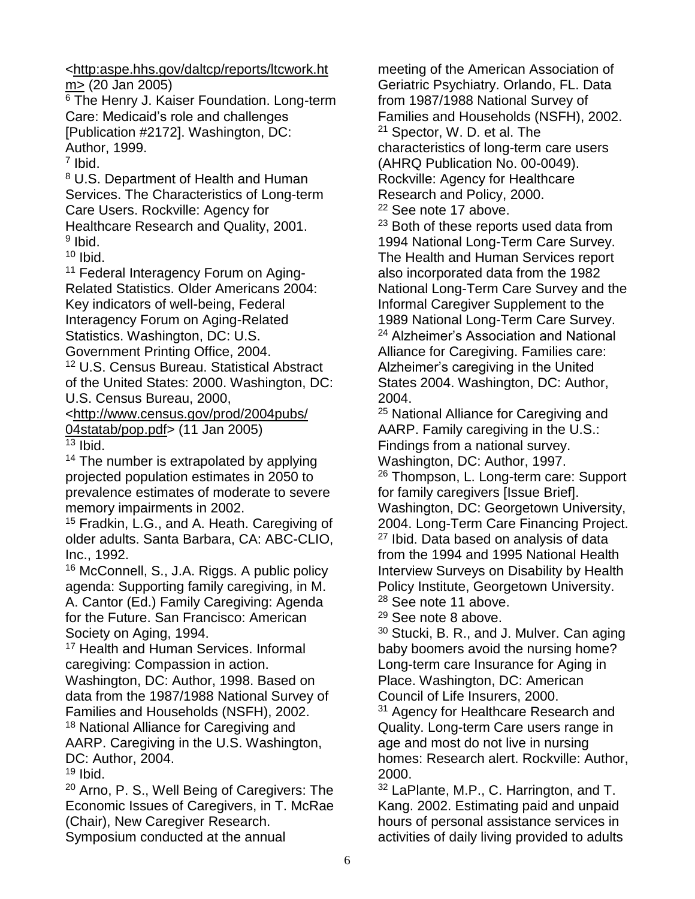<http:aspe.hhs.gov/daltcp/reports/ltcwork.htm> (20 Jan 2005)

[6] The Henry J. Kaiser Foundation. Long-term Care: Medicaid's role and challenges [Publication #2172]. Washington, DC: Author, 1999.

[7] Ibid.

[8] U.S. Department of Health and Human Services. The Characteristics of Long-term Care Users. Rockville: Agency for Healthcare Research and Quality, 2001.

[9] Ibid.

[10] Ibid.

[11] Federal Interagency Forum on Aging-Related Statistics. Older Americans 2004: Key indicators of well-being, Federal Interagency Forum on Aging-Related Statistics. Washington, DC: U.S. Government Printing Office, 2004.

[12] U.S. Census Bureau. Statistical Abstract of the United States: 2000. Washington, DC: U.S. Census Bureau, 2000, <http://www.census.gov/prod/2004pubs/04statab/pop.pdf> (11 Jan 2005)

[13] Ibid.

[14] The number is extrapolated by applying projected population estimates in 2050 to prevalence estimates of moderate to severe memory impairments in 2002.

[15] Fradkin, L.G., and A. Heath. Caregiving of older adults. Santa Barbara, CA: ABC-CLIO, Inc., 1992.

[16] McConnell, S., J.A. Riggs. A public policy agenda: Supporting family caregiving, in M. A. Cantor (Ed.) Family Caregiving: Agenda for the Future. San Francisco: American Society on Aging, 1994.

[17] Health and Human Services. Informal caregiving: Compassion in action. Washington, DC: Author, 1998. Based on data from the 1987/1988 National Survey of Families and Households (NSFH), 2002.

[18] National Alliance for Caregiving and AARP. Caregiving in the U.S. Washington, DC: Author, 2004.

[19] Ibid.

[20] Arno, P. S., Well Being of Caregivers: The Economic Issues of Caregivers, in T. McRae (Chair), New Caregiver Research. Symposium conducted at the annual meeting of the American Association of Geriatric Psychiatry. Orlando, FL. Data from 1987/1988 National Survey of Families and Households (NSFH), 2002.

[21] Spector, W. D. et al. The characteristics of long-term care users (AHRQ Publication No. 00-0049). Rockville: Agency for Healthcare Research and Policy, 2000.

[22] See note 17 above.

[23] Both of these reports used data from 1994 National Long-Term Care Survey. The Health and Human Services report also incorporated data from the 1982 National Long-Term Care Survey and the Informal Caregiver Supplement to the 1989 National Long-Term Care Survey.

[24] Alzheimer's Association and National Alliance for Caregiving. Families care: Alzheimer's caregiving in the United States 2004. Washington, DC: Author, 2004.

[25] National Alliance for Caregiving and AARP. Family caregiving in the U.S.: Findings from a national survey. Washington, DC: Author, 1997.

[26] Thompson, L. Long-term care: Support for family caregivers [Issue Brief]. Washington, DC: Georgetown University, 2004. Long-Term Care Financing Project.

[27] Ibid. Data based on analysis of data from the 1994 and 1995 National Health Interview Surveys on Disability by Health Policy Institute, Georgetown University.

[28] See note 11 above.

[29] See note 8 above.

[30] Stucki, B. R., and J. Mulver. Can aging baby boomers avoid the nursing home? Long-term care Insurance for Aging in Place. Washington, DC: American Council of Life Insurers, 2000.

[31] Agency for Healthcare Research and Quality. Long-term Care users range in age and most do not live in nursing homes: Research alert. Rockville: Author, 2000.

[32] LaPlante, M.P., C. Harrington, and T. Kang. 2002. Estimating paid and unpaid hours of personal assistance services in activities of daily living provided to adults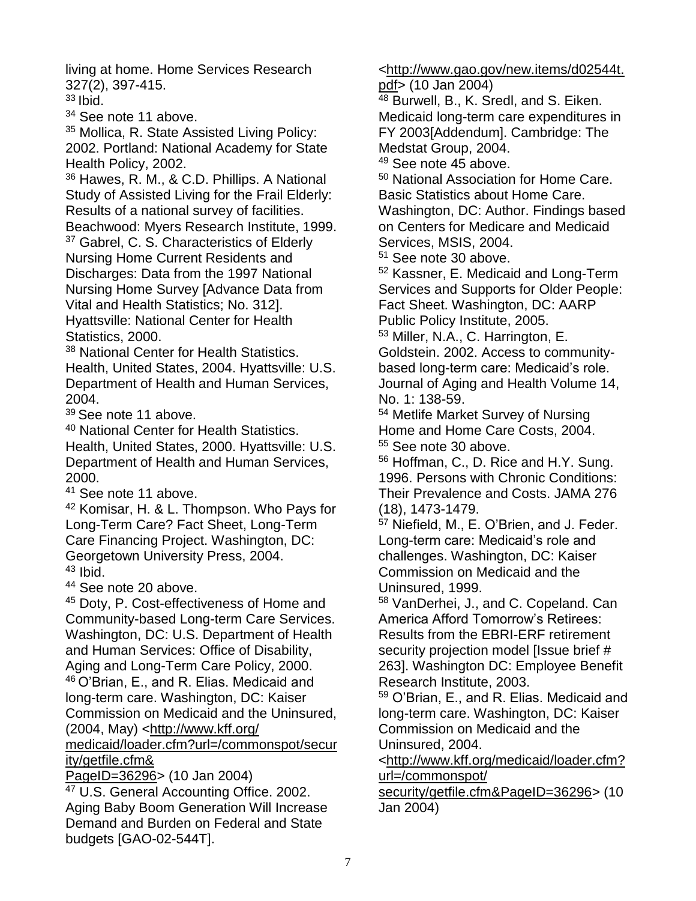living at home. Home Services Research 327(2), 397-415.

[33] Ibid.

[34] See note 11 above.

[35] Mollica, R. State Assisted Living Policy: 2002. Portland: National Academy for State Health Policy, 2002.

[36] Hawes, R. M., & C.D. Phillips. A National Study of Assisted Living for the Frail Elderly: Results of a national survey of facilities. Beachwood: Myers Research Institute, 1999.

[37] Gabrel, C. S. Characteristics of Elderly Nursing Home Current Residents and Discharges: Data from the 1997 National Nursing Home Survey [Advance Data from Vital and Health Statistics; No. 312]. Hyattsville: National Center for Health Statistics, 2000.

[38] National Center for Health Statistics. Health, United States, 2004. Hyattsville: U.S. Department of Health and Human Services, 2004.

[39] See note 11 above.

[40] National Center for Health Statistics. Health, United States, 2000. Hyattsville: U.S. Department of Health and Human Services, 2000.

[41] See note 11 above.

[42] Komisar, H. & L. Thompson. Who Pays for Long-Term Care? Fact Sheet, Long-Term Care Financing Project. Washington, DC: Georgetown University Press, 2004.

[43] Ibid.

[44] See note 20 above.

[45] Doty, P. Cost-effectiveness of Home and Community-based Long-term Care Services. Washington, DC: U.S. Department of Health and Human Services: Office of Disability, Aging and Long-Term Care Policy, 2000.

[46] O'Brian, E., and R. Elias. Medicaid and long-term care. Washington, DC: Kaiser Commission on Medicaid and the Uninsured, (2004, May) <http://www.kff.org/medicaid/loader.cfm?url=/commonspot/security/getfile.cfm&PageID=36296> (10 Jan 2004)

[47] U.S. General Accounting Office. 2002. Aging Baby Boom Generation Will Increase Demand and Burden on Federal and State budgets [GAO-02-544T]. <http://www.gao.gov/new.items/d02544t.pdf> (10 Jan 2004)

[48] Burwell, B., K. Sredl, and S. Eiken. Medicaid long-term care expenditures in FY 2003[Addendum]. Cambridge: The Medstat Group, 2004.

[49] See note 45 above.

[50] National Association for Home Care. Basic Statistics about Home Care. Washington, DC: Author. Findings based on Centers for Medicare and Medicaid Services, MSIS, 2004.

[51] See note 30 above.

[52] Kassner, E. Medicaid and Long-Term Services and Supports for Older People: Fact Sheet. Washington, DC: AARP Public Policy Institute, 2005.

[53] Miller, N.A., C. Harrington, E. Goldstein. 2002. Access to community-based long-term care: Medicaid's role. Journal of Aging and Health Volume 14, No. 1: 138-59.

[54] Metlife Market Survey of Nursing Home and Home Care Costs, 2004.

[55] See note 30 above.

[56] Hoffman, C., D. Rice and H.Y. Sung. 1996. Persons with Chronic Conditions: Their Prevalence and Costs. JAMA 276 (18), 1473-1479.

[57] Niefield, M., E. O'Brien, and J. Feder. Long-term care: Medicaid's role and challenges. Washington, DC: Kaiser Commission on Medicaid and the Uninsured, 1999.

[58] VanDerhei, J., and C. Copeland. Can America Afford Tomorrow's Retirees: Results from the EBRI-ERF retirement security projection model [Issue brief # 263]. Washington DC: Employee Benefit Research Institute, 2003.

[59] O'Brian, E., and R. Elias. Medicaid and long-term care. Washington, DC: Kaiser Commission on Medicaid and the Uninsured, 2004. <http://www.kff.org/medicaid/loader.cfm?url=/commonspot/security/getfile.cfm&PageID=36296> (10 Jan 2004)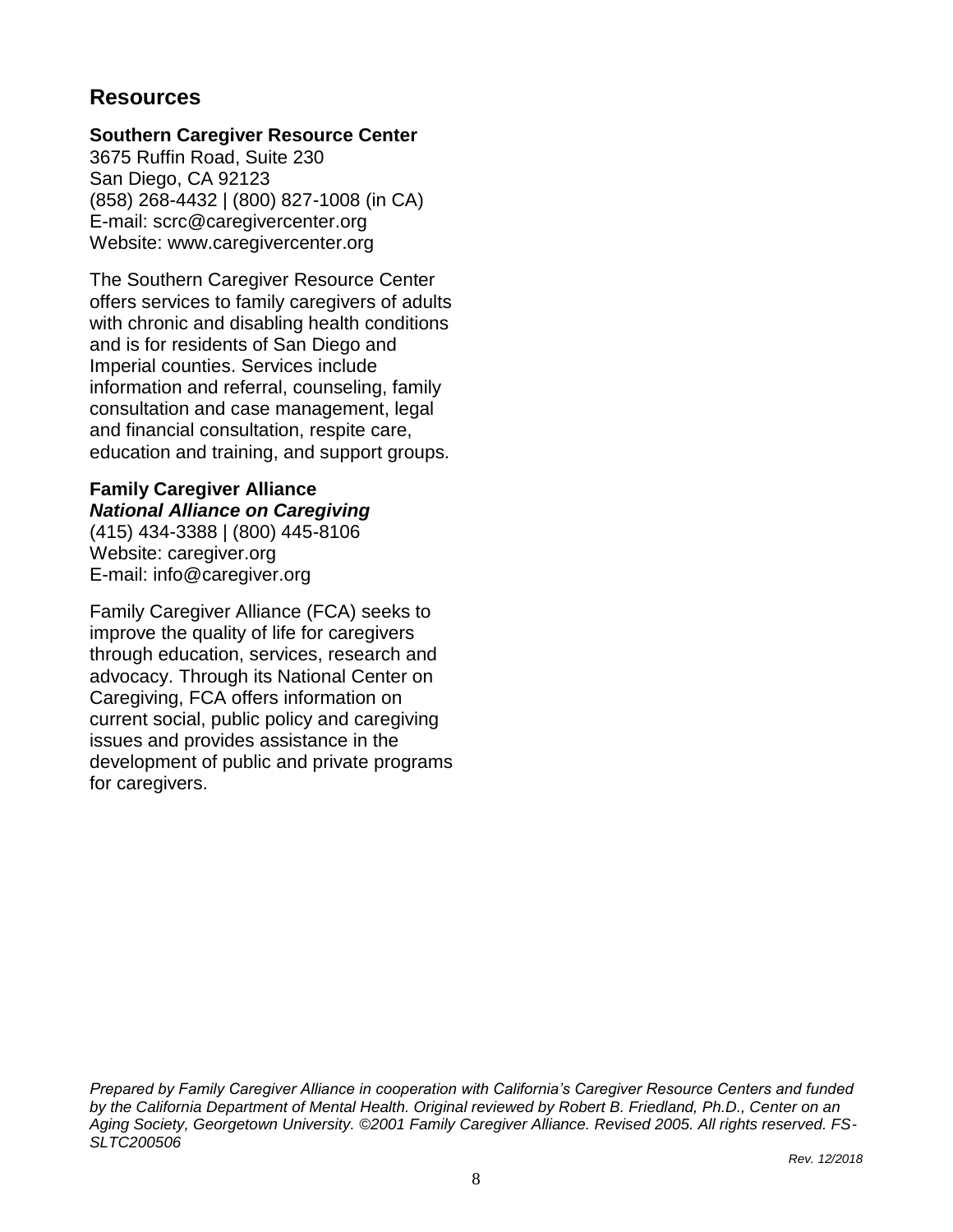## Resources

**Southern Caregiver Resource Center**
3675 Ruffin Road, Suite 230
San Diego, CA 92123
(858) 268-4432 | (800) 827-1008 (in CA)
E-mail: scrc@caregivercenter.org
Website: www.caregivercenter.org

The Southern Caregiver Resource Center offers services to family caregivers of adults with chronic and disabling health conditions and is for residents of San Diego and Imperial counties. Services include information and referral, counseling, family consultation and case management, legal and financial consultation, respite care, education and training, and support groups.

**Family Caregiver Alliance**
***National Alliance on Caregiving***
(415) 434-3388 | (800) 445-8106
Website: caregiver.org
E-mail: info@caregiver.org

Family Caregiver Alliance (FCA) seeks to improve the quality of life for caregivers through education, services, research and advocacy. Through its National Center on Caregiving, FCA offers information on current social, public policy and caregiving issues and provides assistance in the development of public and private programs for caregivers.

*Prepared by Family Caregiver Alliance in cooperation with California's Caregiver Resource Centers and funded by the California Department of Mental Health. Original reviewed by Robert B. Friedland, Ph.D., Center on an Aging Society, Georgetown University. ©2001 Family Caregiver Alliance. Revised 2005. All rights reserved. FS-SLTC200506*

*Rev. 12/2018*